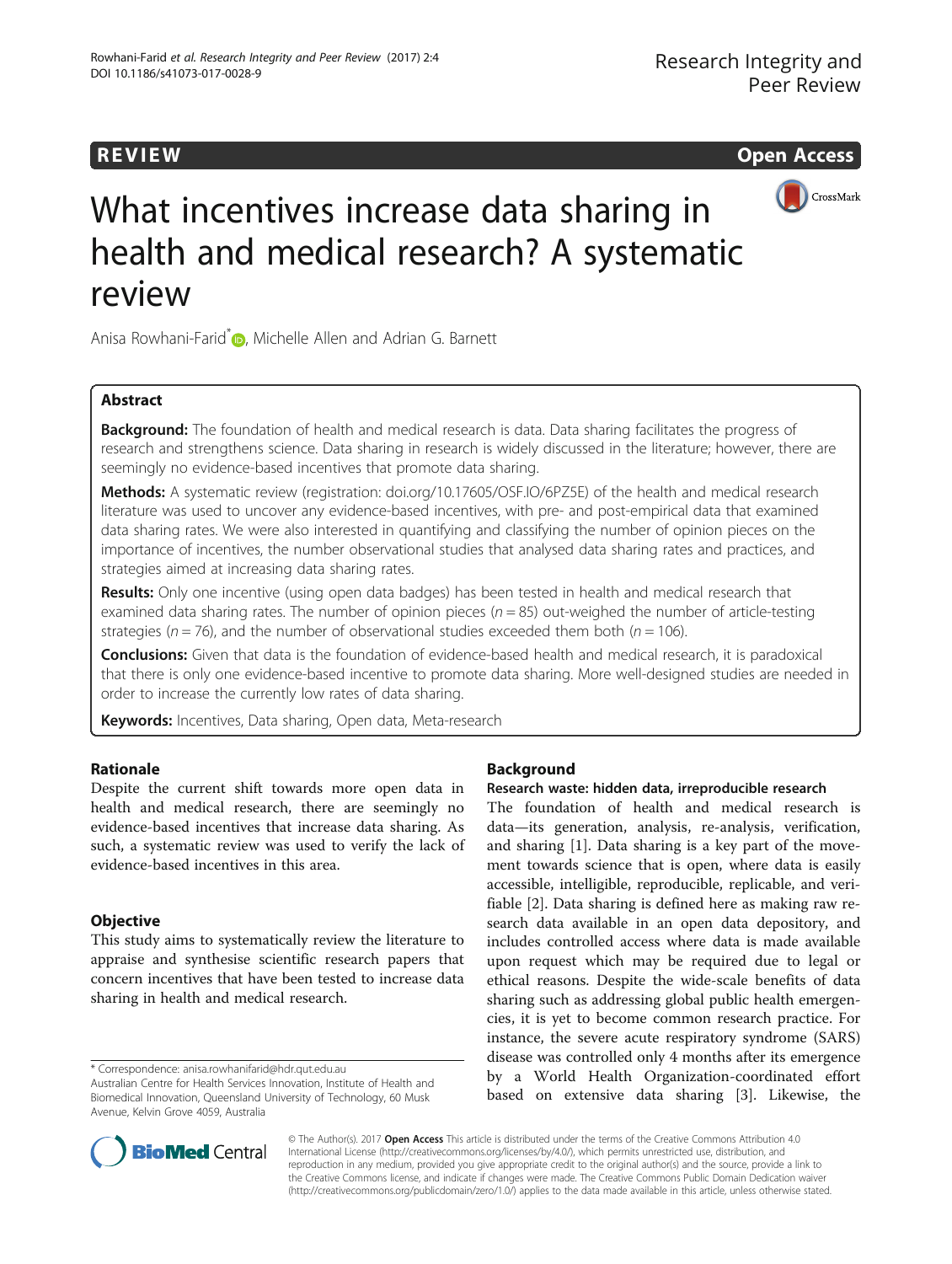REVIEW

Open Access

# What incentives increase data sharing in health and medical research? A systematic review

Anisa Rowhani-Farid*, Michelle Allen and Adrian G. Barnett

## Abstract

**Background:** The foundation of health and medical research is data. Data sharing facilitates the progress of research and strengthens science. Data sharing in research is widely discussed in the literature; however, there are seemingly no evidence-based incentives that promote data sharing.

**Methods:** A systematic review (registration: doi.org/10.17605/OSF.IO/6PZ5E) of the health and medical research literature was used to uncover any evidence-based incentives, with pre- and post-empirical data that examined data sharing rates. We were also interested in quantifying and classifying the number of opinion pieces on the importance of incentives, the number observational studies that analysed data sharing rates and practices, and strategies aimed at increasing data sharing rates.

**Results:** Only one incentive (using open data badges) has been tested in health and medical research that examined data sharing rates. The number of opinion pieces ($n = 85$) out-weighed the number of article-testing strategies ($n = 76$), and the number of observational studies exceeded them both ($n = 106$).

**Conclusions:** Given that data is the foundation of evidence-based health and medical research, it is paradoxical that there is only one evidence-based incentive to promote data sharing. More well-designed studies are needed in order to increase the currently low rates of data sharing.

**Keywords:** Incentives, Data sharing, Open data, Meta-research

## Rationale

Despite the current shift towards more open data in health and medical research, there are seemingly no evidence-based incentives that increase data sharing. As such, a systematic review was used to verify the lack of evidence-based incentives in this area.

## Objective

This study aims to systematically review the literature to appraise and synthesise scientific research papers that concern incentives that have been tested to increase data sharing in health and medical research.

## Background

### Research waste: hidden data, irreproducible research

The foundation of health and medical research is data—its generation, analysis, re-analysis, verification, and sharing [1]. Data sharing is a key part of the movement towards science that is open, where data is easily accessible, intelligible, reproducible, replicable, and verifiable [2]. Data sharing is defined here as making raw research data available in an open data depository, and includes controlled access where data is made available upon request which may be required due to legal or ethical reasons. Despite the wide-scale benefits of data sharing such as addressing global public health emergencies, it is yet to become common research practice. For instance, the severe acute respiratory syndrome (SARS) disease was controlled only 4 months after its emergence by a World Health Organization-coordinated effort based on extensive data sharing [3]. Likewise, the

* Correspondence: anisa.rowhanifarid@hdr.qut.edu.au
Australian Centre for Health Services Innovation, Institute of Health and Biomedical Innovation, Queensland University of Technology, 60 Musk Avenue, Kelvin Grove 4059, Australia

© The Author(s). 2017 **Open Access** This article is distributed under the terms of the Creative Commons Attribution 4.0 International License (http://creativecommons.org/licenses/by/4.0/), which permits unrestricted use, distribution, and reproduction in any medium, provided you give appropriate credit to the original author(s) and the source, provide a link to the Creative Commons license, and indicate if changes were made. The Creative Commons Public Domain Dedication waiver (http://creativecommons.org/publicdomain/zero/1.0/) applies to the data made available in this article, unless otherwise stated.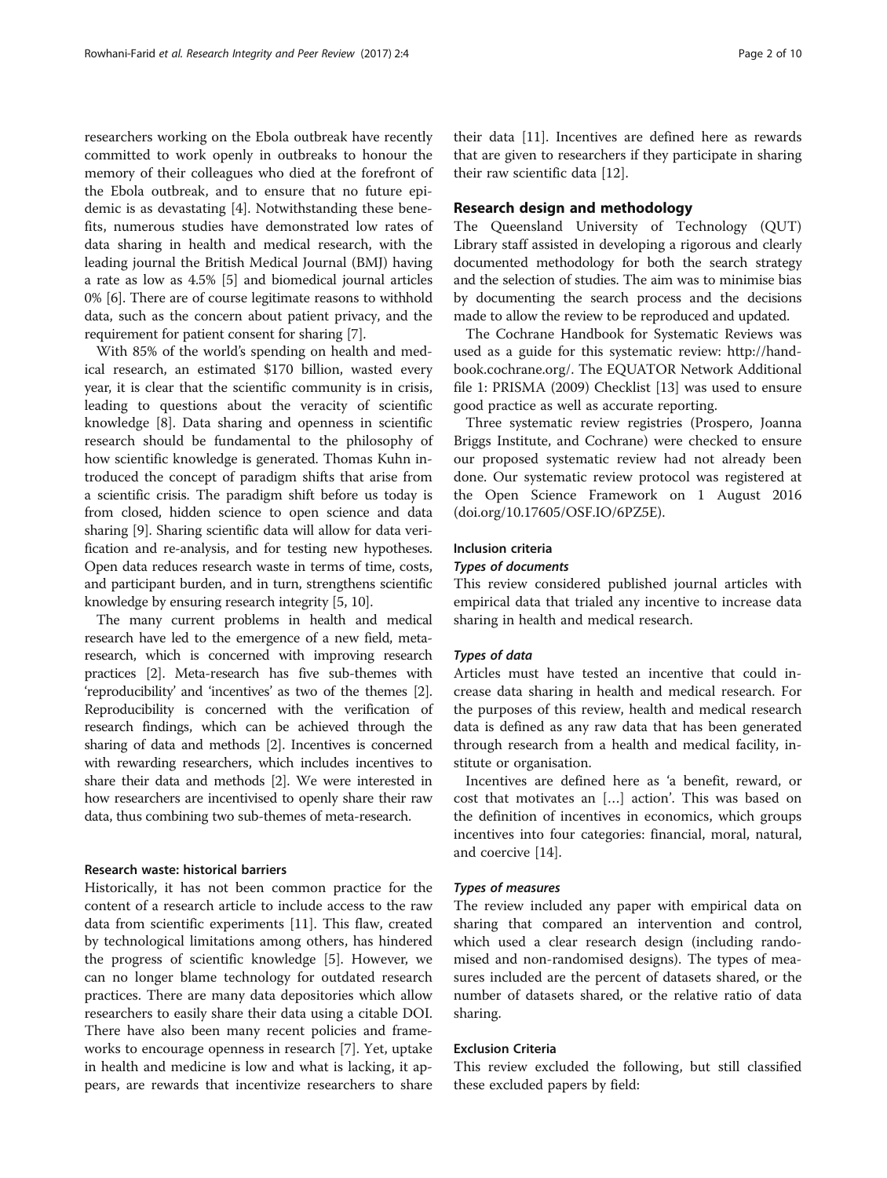researchers working on the Ebola outbreak have recently committed to work openly in outbreaks to honour the memory of their colleagues who died at the forefront of the Ebola outbreak, and to ensure that no future epidemic is as devastating [4]. Notwithstanding these benefits, numerous studies have demonstrated low rates of data sharing in health and medical research, with the leading journal the British Medical Journal (BMJ) having a rate as low as 4.5% [5] and biomedical journal articles 0% [6]. There are of course legitimate reasons to withhold data, such as the concern about patient privacy, and the requirement for patient consent for sharing [7].

With 85% of the world's spending on health and medical research, an estimated $170 billion, wasted every year, it is clear that the scientific community is in crisis, leading to questions about the veracity of scientific knowledge [8]. Data sharing and openness in scientific research should be fundamental to the philosophy of how scientific knowledge is generated. Thomas Kuhn introduced the concept of paradigm shifts that arise from a scientific crisis. The paradigm shift before us today is from closed, hidden science to open science and data sharing [9]. Sharing scientific data will allow for data verification and re-analysis, and for testing new hypotheses. Open data reduces research waste in terms of time, costs, and participant burden, and in turn, strengthens scientific knowledge by ensuring research integrity [5, 10].

The many current problems in health and medical research have led to the emergence of a new field, meta-research, which is concerned with improving research practices [2]. Meta-research has five sub-themes with 'reproducibility' and 'incentives' as two of the themes [2]. Reproducibility is concerned with the verification of research findings, which can be achieved through the sharing of data and methods [2]. Incentives is concerned with rewarding researchers, which includes incentives to share their data and methods [2]. We were interested in how researchers are incentivised to openly share their raw data, thus combining two sub-themes of meta-research.

### Research waste: historical barriers

Historically, it has not been common practice for the content of a research article to include access to the raw data from scientific experiments [11]. This flaw, created by technological limitations among others, has hindered the progress of scientific knowledge [5]. However, we can no longer blame technology for outdated research practices. There are many data depositories which allow researchers to easily share their data using a citable DOI. There have also been many recent policies and frameworks to encourage openness in research [7]. Yet, uptake in health and medicine is low and what is lacking, it appears, are rewards that incentivize researchers to share their data [11]. Incentives are defined here as rewards that are given to researchers if they participate in sharing their raw scientific data [12].

## Research design and methodology

The Queensland University of Technology (QUT) Library staff assisted in developing a rigorous and clearly documented methodology for both the search strategy and the selection of studies. The aim was to minimise bias by documenting the search process and the decisions made to allow the review to be reproduced and updated.

The Cochrane Handbook for Systematic Reviews was used as a guide for this systematic review: http://handbook.cochrane.org/. The EQUATOR Network Additional file 1: PRISMA (2009) Checklist [13] was used to ensure good practice as well as accurate reporting.

Three systematic review registries (Prospero, Joanna Briggs Institute, and Cochrane) were checked to ensure our proposed systematic review had not already been done. Our systematic review protocol was registered at the Open Science Framework on 1 August 2016 (doi.org/10.17605/OSF.IO/6PZ5E).

### Inclusion criteria

#### *Types of documents*

This review considered published journal articles with empirical data that trialed any incentive to increase data sharing in health and medical research.

#### *Types of data*

Articles must have tested an incentive that could increase data sharing in health and medical research. For the purposes of this review, health and medical research data is defined as any raw data that has been generated through research from a health and medical facility, institute or organisation.

Incentives are defined here as 'a benefit, reward, or cost that motivates an […] action'. This was based on the definition of incentives in economics, which groups incentives into four categories: financial, moral, natural, and coercive [14].

#### *Types of measures*

The review included any paper with empirical data on sharing that compared an intervention and control, which used a clear research design (including randomised and non-randomised designs). The types of measures included are the percent of datasets shared, or the number of datasets shared, or the relative ratio of data sharing.

### Exclusion Criteria

This review excluded the following, but still classified these excluded papers by field: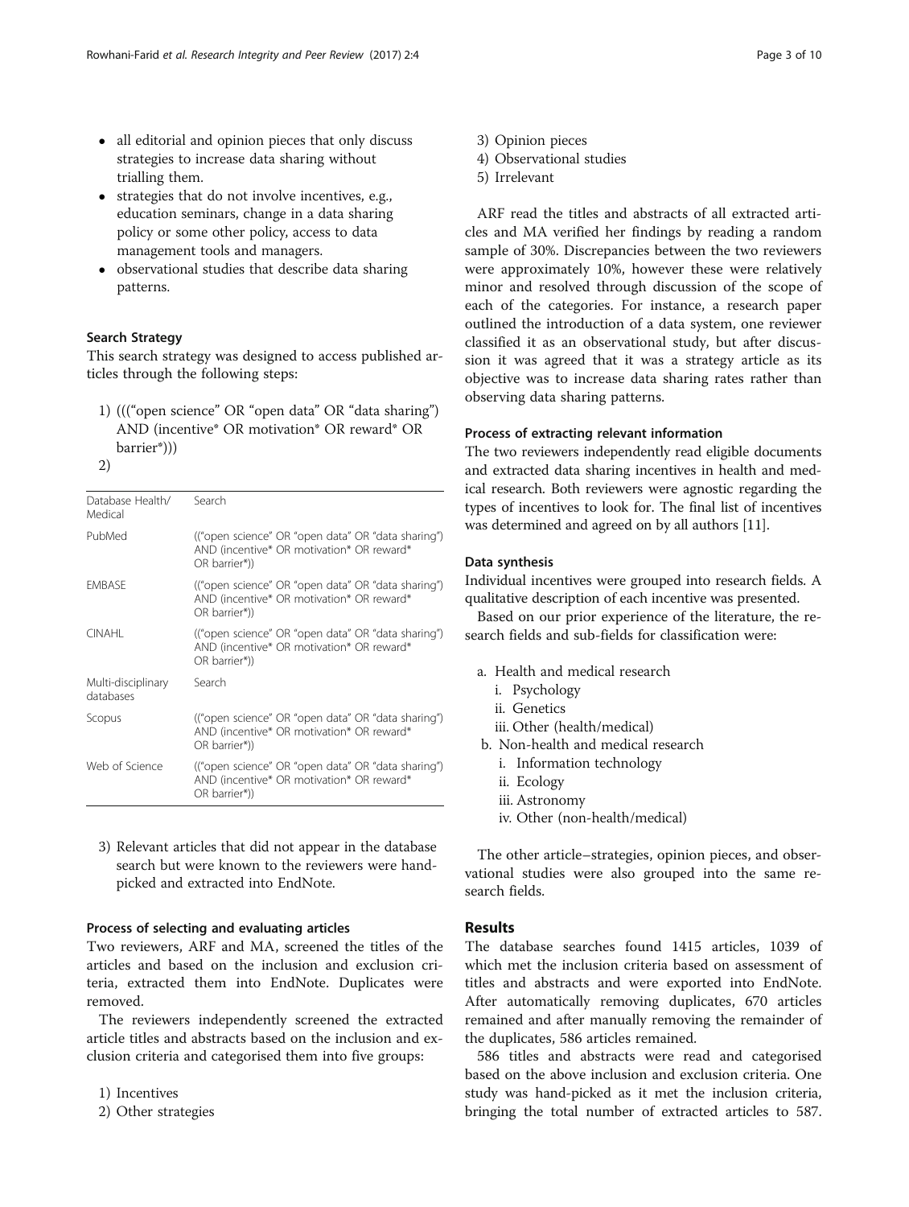- all editorial and opinion pieces that only discuss strategies to increase data sharing without trialling them.
- strategies that do not involve incentives, e.g., education seminars, change in a data sharing policy or some other policy, access to data management tools and managers.
- observational studies that describe data sharing patterns.

### Search Strategy

This search strategy was designed to access published articles through the following steps:

1) ((("open science" OR "open data" OR "data sharing") AND (incentive* OR motivation* OR reward* OR barrier*)))
2) 

| Database Health/ Medical | Search |
|---|---|
| PubMed | (("open science" OR "open data" OR "data sharing") AND (incentive* OR motivation* OR reward* OR barrier*)) |
| EMBASE | (("open science" OR "open data" OR "data sharing") AND (incentive* OR motivation* OR reward* OR barrier*)) |
| CINAHL | (("open science" OR "open data" OR "data sharing") AND (incentive* OR motivation* OR reward* OR barrier*)) |
| Multi-disciplinary databases | Search |
| Scopus | (("open science" OR "open data" OR "data sharing") AND (incentive* OR motivation* OR reward* OR barrier*)) |
| Web of Science | (("open science" OR "open data" OR "data sharing") AND (incentive* OR motivation* OR reward* OR barrier*)) |

3) Relevant articles that did not appear in the database search but were known to the reviewers were hand-picked and extracted into EndNote.

### Process of selecting and evaluating articles

Two reviewers, ARF and MA, screened the titles of the articles and based on the inclusion and exclusion criteria, extracted them into EndNote. Duplicates were removed.

The reviewers independently screened the extracted article titles and abstracts based on the inclusion and exclusion criteria and categorised them into five groups:

1) Incentives
2) Other strategies
3) Opinion pieces
4) Observational studies
5) Irrelevant

ARF read the titles and abstracts of all extracted articles and MA verified her findings by reading a random sample of 30%. Discrepancies between the two reviewers were approximately 10%, however these were relatively minor and resolved through discussion of the scope of each of the categories. For instance, a research paper outlined the introduction of a data system, one reviewer classified it as an observational study, but after discussion it was agreed that it was a strategy article as its objective was to increase data sharing rates rather than observing data sharing patterns.

### Process of extracting relevant information

The two reviewers independently read eligible documents and extracted data sharing incentives in health and medical research. Both reviewers were agnostic regarding the types of incentives to look for. The final list of incentives was determined and agreed on by all authors [11].

### Data synthesis

Individual incentives were grouped into research fields. A qualitative description of each incentive was presented.

Based on our prior experience of the literature, the research fields and sub-fields for classification were:

a. Health and medical research
   i. Psychology
   ii. Genetics
   iii. Other (health/medical)
b. Non-health and medical research
   i. Information technology
   ii. Ecology
   iii. Astronomy
   iv. Other (non-health/medical)

The other article–strategies, opinion pieces, and observational studies were also grouped into the same research fields.

## Results

The database searches found 1415 articles, 1039 of which met the inclusion criteria based on assessment of titles and abstracts and were exported into EndNote. After automatically removing duplicates, 670 articles remained and after manually removing the remainder of the duplicates, 586 articles remained.

586 titles and abstracts were read and categorised based on the above inclusion and exclusion criteria. One study was hand-picked as it met the inclusion criteria, bringing the total number of extracted articles to 587.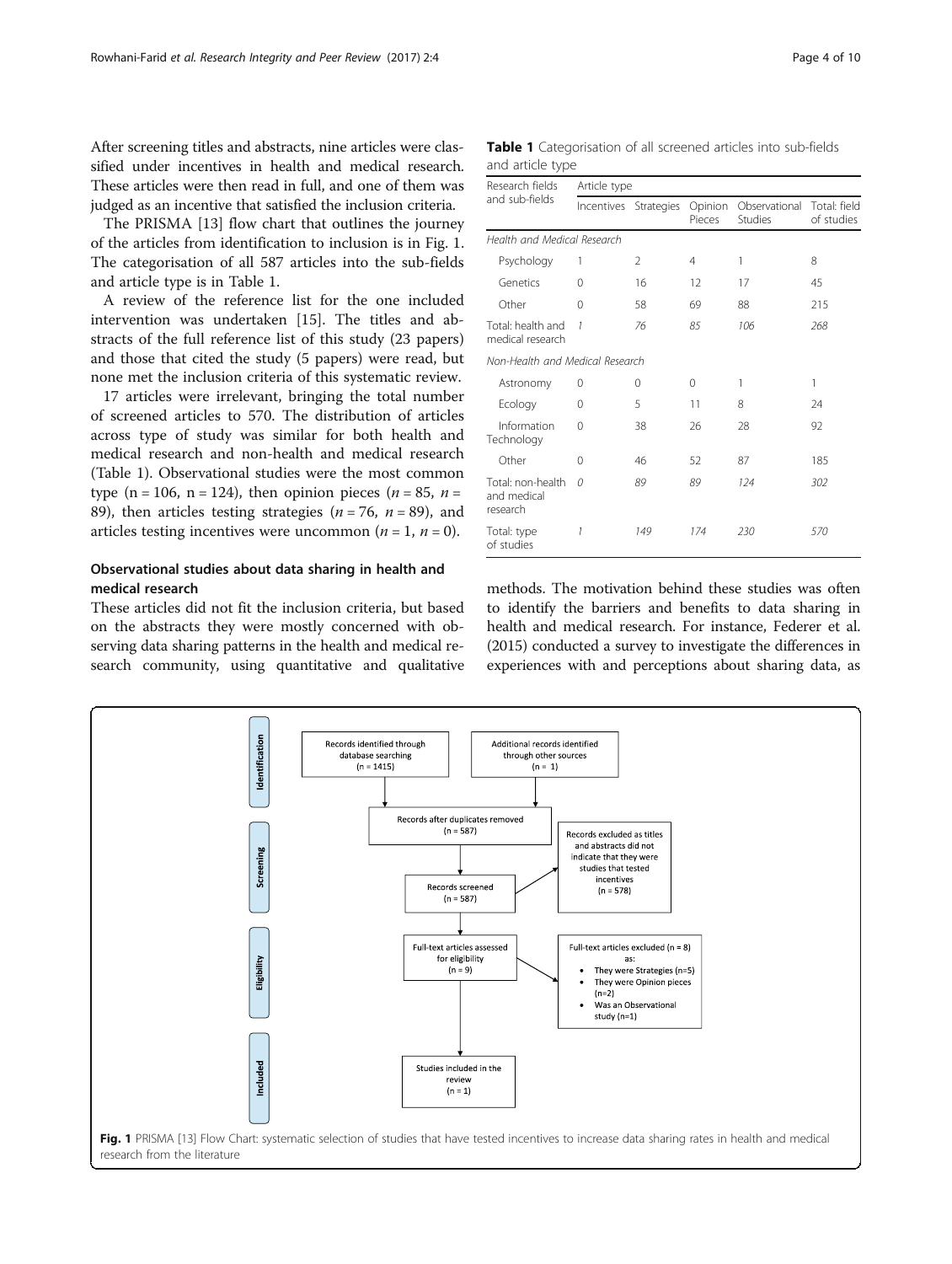After screening titles and abstracts, nine articles were classified under incentives in health and medical research. These articles were then read in full, and one of them was judged as an incentive that satisfied the inclusion criteria.

The PRISMA [13] flow chart that outlines the journey of the articles from identification to inclusion is in Fig. 1. The categorisation of all 587 articles into the sub-fields and article type is in Table 1.

A review of the reference list for the one included intervention was undertaken [15]. The titles and abstracts of the full reference list of this study (23 papers) and those that cited the study (5 papers) were read, but none met the inclusion criteria of this systematic review.

17 articles were irrelevant, bringing the total number of screened articles to 570. The distribution of articles across type of study was similar for both health and medical research and non-health and medical research (Table 1). Observational studies were the most common type (n = 106, n = 124), then opinion pieces ($n$ = 85, $n$ = 89), then articles testing strategies ($n$ = 76, $n$ = 89), and articles testing incentives were uncommon ($n$ = 1, $n$ = 0).

**Table 1** Categorisation of all screened articles into sub-fields and article type

| Research fields and sub-fields | Article type | | | | |
|---|---|---|---|---|---|
| | Incentives | Strategies | Opinion Pieces | Observational Studies | Total: field of studies |
| *Health and Medical Research* | | | | | |
| Psychology | 1 | 2 | 4 | 1 | 8 |
| Genetics | 0 | 16 | 12 | 17 | 45 |
| Other | 0 | 58 | 69 | 88 | 215 |
| Total: health and medical research | *1* | *76* | *85* | *106* | *268* |
| *Non-Health and Medical Research* | | | | | |
| Astronomy | 0 | 0 | 0 | 1 | 1 |
| Ecology | 0 | 5 | 11 | 8 | 24 |
| Information Technology | 0 | 38 | 26 | 28 | 92 |
| Other | 0 | 46 | 52 | 87 | 185 |
| Total: non-health and medical research | *0* | *89* | *89* | *124* | *302* |
| Total: type of studies | *1* | *149* | *174* | *230* | *570* |

## Observational studies about data sharing in health and medical research

These articles did not fit the inclusion criteria, but based on the abstracts they were mostly concerned with observing data sharing patterns in the health and medical research community, using quantitative and qualitative methods. The motivation behind these studies was often to identify the barriers and benefits to data sharing in health and medical research. For instance, Federer et al. (2015) conducted a survey to investigate the differences in experiences with and perceptions about sharing data, as

- **Identification**: Records identified through database searching (n = 1415); Additional records identified through other sources (n = 1)
- **Screening**: Records after duplicates removed (n = 587); Records screened (n = 587); Records excluded as titles and abstracts did not indicate that they were studies that tested incentives (n = 578)
- **Eligibility**: Full-text articles assessed for eligibility (n = 9); Full-text articles excluded (n = 8) as:
  - They were Strategies (n=5)
  - They were Opinion pieces (n=2)
  - Was an Observational study (n=1)
- **Included**: Studies included in the review (n = 1)

**Fig. 1** PRISMA [13] Flow Chart: systematic selection of studies that have tested incentives to increase data sharing rates in health and medical research from the literature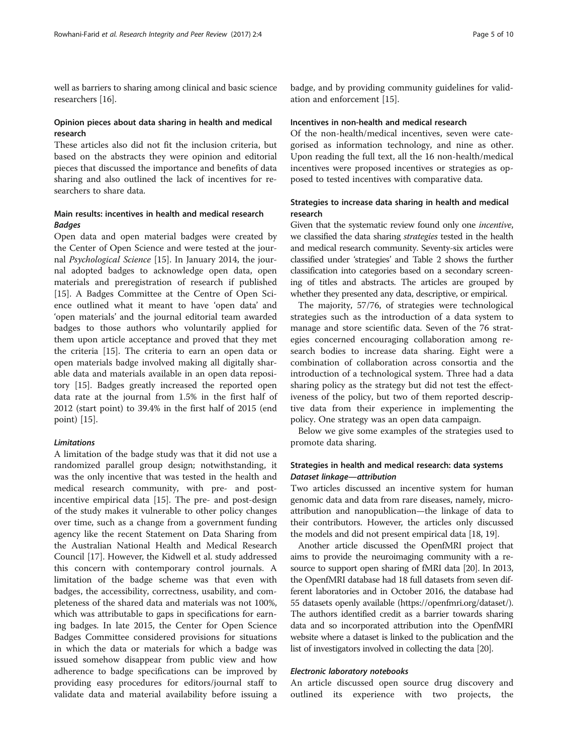well as barriers to sharing among clinical and basic science researchers [16].

### Opinion pieces about data sharing in health and medical research

These articles also did not fit the inclusion criteria, but based on the abstracts they were opinion and editorial pieces that discussed the importance and benefits of data sharing and also outlined the lack of incentives for researchers to share data.

### Main results: incentives in health and medical research

#### *Badges*

Open data and open material badges were created by the Center of Open Science and were tested at the journal *Psychological Science* [15]. In January 2014, the journal adopted badges to acknowledge open data, open materials and preregistration of research if published [15]. A Badges Committee at the Centre of Open Science outlined what it meant to have 'open data' and 'open materials' and the journal editorial team awarded badges to those authors who voluntarily applied for them upon article acceptance and proved that they met the criteria [15]. The criteria to earn an open data or open materials badge involved making all digitally sharable data and materials available in an open data repository [15]. Badges greatly increased the reported open data rate at the journal from 1.5% in the first half of 2012 (start point) to 39.4% in the first half of 2015 (end point) [15].

#### *Limitations*

A limitation of the badge study was that it did not use a randomized parallel group design; notwithstanding, it was the only incentive that was tested in the health and medical research community, with pre- and post-incentive empirical data [15]. The pre- and post-design of the study makes it vulnerable to other policy changes over time, such as a change from a government funding agency like the recent Statement on Data Sharing from the Australian National Health and Medical Research Council [17]. However, the Kidwell et al. study addressed this concern with contemporary control journals. A limitation of the badge scheme was that even with badges, the accessibility, correctness, usability, and completeness of the shared data and materials was not 100%, which was attributable to gaps in specifications for earning badges. In late 2015, the Center for Open Science Badges Committee considered provisions for situations in which the data or materials for which a badge was issued somehow disappear from public view and how adherence to badge specifications can be improved by providing easy procedures for editors/journal staff to validate data and material availability before issuing a badge, and by providing community guidelines for validation and enforcement [15].

### Incentives in non-health and medical research

Of the non-health/medical incentives, seven were categorised as information technology, and nine as other. Upon reading the full text, all the 16 non-health/medical incentives were proposed incentives or strategies as opposed to tested incentives with comparative data.

### Strategies to increase data sharing in health and medical research

Given that the systematic review found only one *incentive*, we classified the data sharing *strategies* tested in the health and medical research community. Seventy-six articles were classified under 'strategies' and Table 2 shows the further classification into categories based on a secondary screening of titles and abstracts. The articles are grouped by whether they presented any data, descriptive, or empirical.

The majority, 57/76, of strategies were technological strategies such as the introduction of a data system to manage and store scientific data. Seven of the 76 strategies concerned encouraging collaboration among research bodies to increase data sharing. Eight were a combination of collaboration across consortia and the introduction of a technological system. Three had a data sharing policy as the strategy but did not test the effectiveness of the policy, but two of them reported descriptive data from their experience in implementing the policy. One strategy was an open data campaign.

Below we give some examples of the strategies used to promote data sharing.

### Strategies in health and medical research: data systems

#### *Dataset linkage—attribution*

Two articles discussed an incentive system for human genomic data and data from rare diseases, namely, micro-attribution and nanopublication—the linkage of data to their contributors. However, the articles only discussed the models and did not present empirical data [18, 19].

Another article discussed the OpenfMRI project that aims to provide the neuroimaging community with a resource to support open sharing of fMRI data [20]. In 2013, the OpenfMRI database had 18 full datasets from seven different laboratories and in October 2016, the database had 55 datasets openly available (https://openfmri.org/dataset/). The authors identified credit as a barrier towards sharing data and so incorporated attribution into the OpenfMRI website where a dataset is linked to the publication and the list of investigators involved in collecting the data [20].

#### *Electronic laboratory notebooks*

An article discussed open source drug discovery and outlined its experience with two projects, the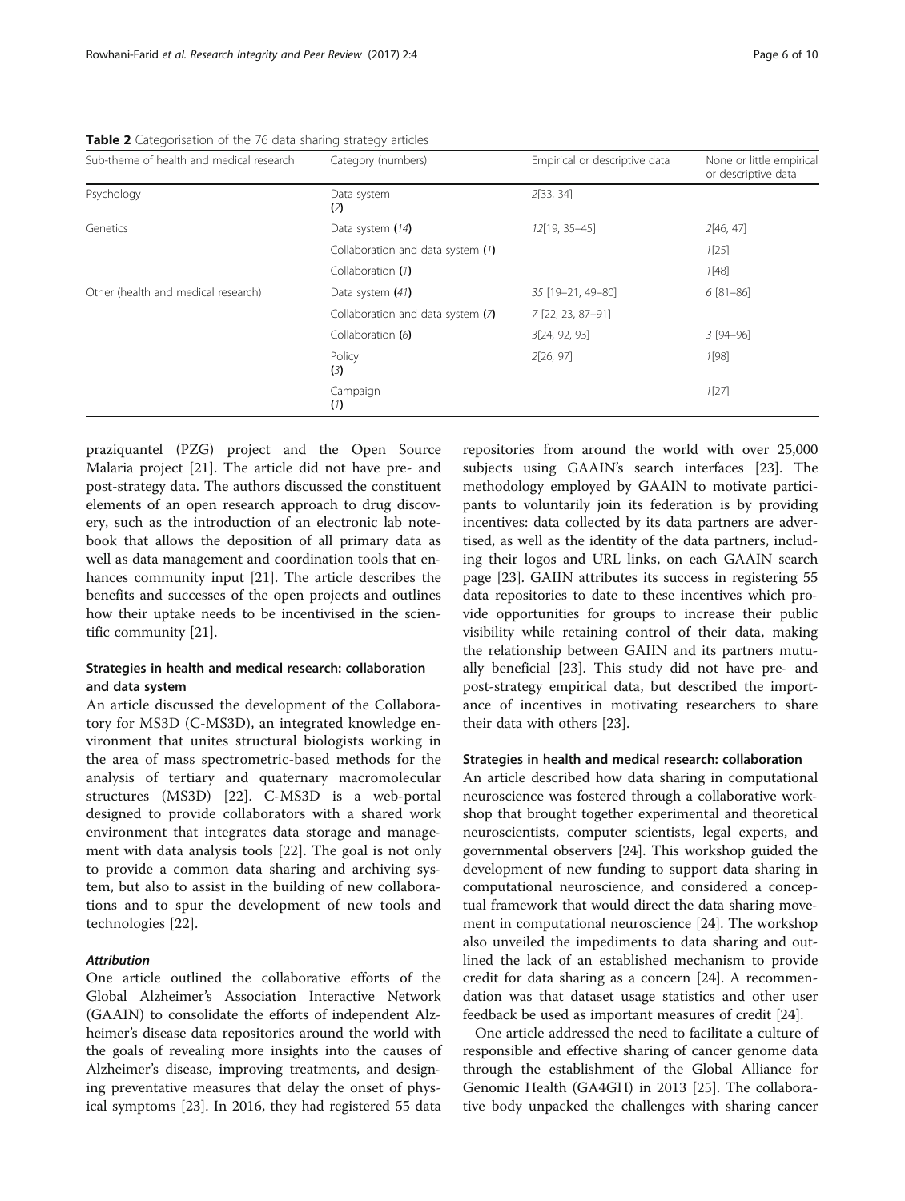**Table 2** Categorisation of the 76 data sharing strategy articles

| Sub-theme of health and medical research | Category (numbers) | Empirical or descriptive data | None or little empirical or descriptive data |
|---|---|---|---|
| Psychology | Data system (*2*) | *2*[33, 34] | |
| Genetics | Data system (*14*) | *12*[19, 35–45] | *2*[46, 47] |
| | Collaboration and data system (*1*) | | *1*[25] |
| | Collaboration (*1*) | | *1*[48] |
| Other (health and medical research) | Data system (*41*) | *35* [19–21, 49–80] | *6* [81–86] |
| | Collaboration and data system (*7*) | *7* [22, 23, 87–91] | |
| | Collaboration (*6*) | *3*[24, 92, 93] | *3* [94–96] |
| | Policy (*3*) | *2*[26, 97] | *1*[98] |
| | Campaign (*1*) | | *1*[27] |

praziquantel (PZG) project and the Open Source Malaria project [21]. The article did not have pre- and post-strategy data. The authors discussed the constituent elements of an open research approach to drug discovery, such as the introduction of an electronic lab notebook that allows the deposition of all primary data as well as data management and coordination tools that enhances community input [21]. The article describes the benefits and successes of the open projects and outlines how their uptake needs to be incentivised in the scientific community [21].

### Strategies in health and medical research: collaboration and data system

An article discussed the development of the Collaboratory for MS3D (C-MS3D), an integrated knowledge environment that unites structural biologists working in the area of mass spectrometric-based methods for the analysis of tertiary and quaternary macromolecular structures (MS3D) [22]. C-MS3D is a web-portal designed to provide collaborators with a shared work environment that integrates data storage and management with data analysis tools [22]. The goal is not only to provide a common data sharing and archiving system, but also to assist in the building of new collaborations and to spur the development of new tools and technologies [22].

#### *Attribution*

One article outlined the collaborative efforts of the Global Alzheimer's Association Interactive Network (GAAIN) to consolidate the efforts of independent Alzheimer's disease data repositories around the world with the goals of revealing more insights into the causes of Alzheimer's disease, improving treatments, and designing preventative measures that delay the onset of physical symptoms [23]. In 2016, they had registered 55 data repositories from around the world with over 25,000 subjects using GAAIN's search interfaces [23]. The methodology employed by GAAIN to motivate participants to voluntarily join its federation is by providing incentives: data collected by its data partners are advertised, as well as the identity of the data partners, including their logos and URL links, on each GAAIN search page [23]. GAIIN attributes its success in registering 55 data repositories to date to these incentives which provide opportunities for groups to increase their public visibility while retaining control of their data, making the relationship between GAIIN and its partners mutually beneficial [23]. This study did not have pre- and post-strategy empirical data, but described the importance of incentives in motivating researchers to share their data with others [23].

### Strategies in health and medical research: collaboration

An article described how data sharing in computational neuroscience was fostered through a collaborative workshop that brought together experimental and theoretical neuroscientists, computer scientists, legal experts, and governmental observers [24]. This workshop guided the development of new funding to support data sharing in computational neuroscience, and considered a conceptual framework that would direct the data sharing movement in computational neuroscience [24]. The workshop also unveiled the impediments to data sharing and outlined the lack of an established mechanism to provide credit for data sharing as a concern [24]. A recommendation was that dataset usage statistics and other user feedback be used as important measures of credit [24].

One article addressed the need to facilitate a culture of responsible and effective sharing of cancer genome data through the establishment of the Global Alliance for Genomic Health (GA4GH) in 2013 [25]. The collaborative body unpacked the challenges with sharing cancer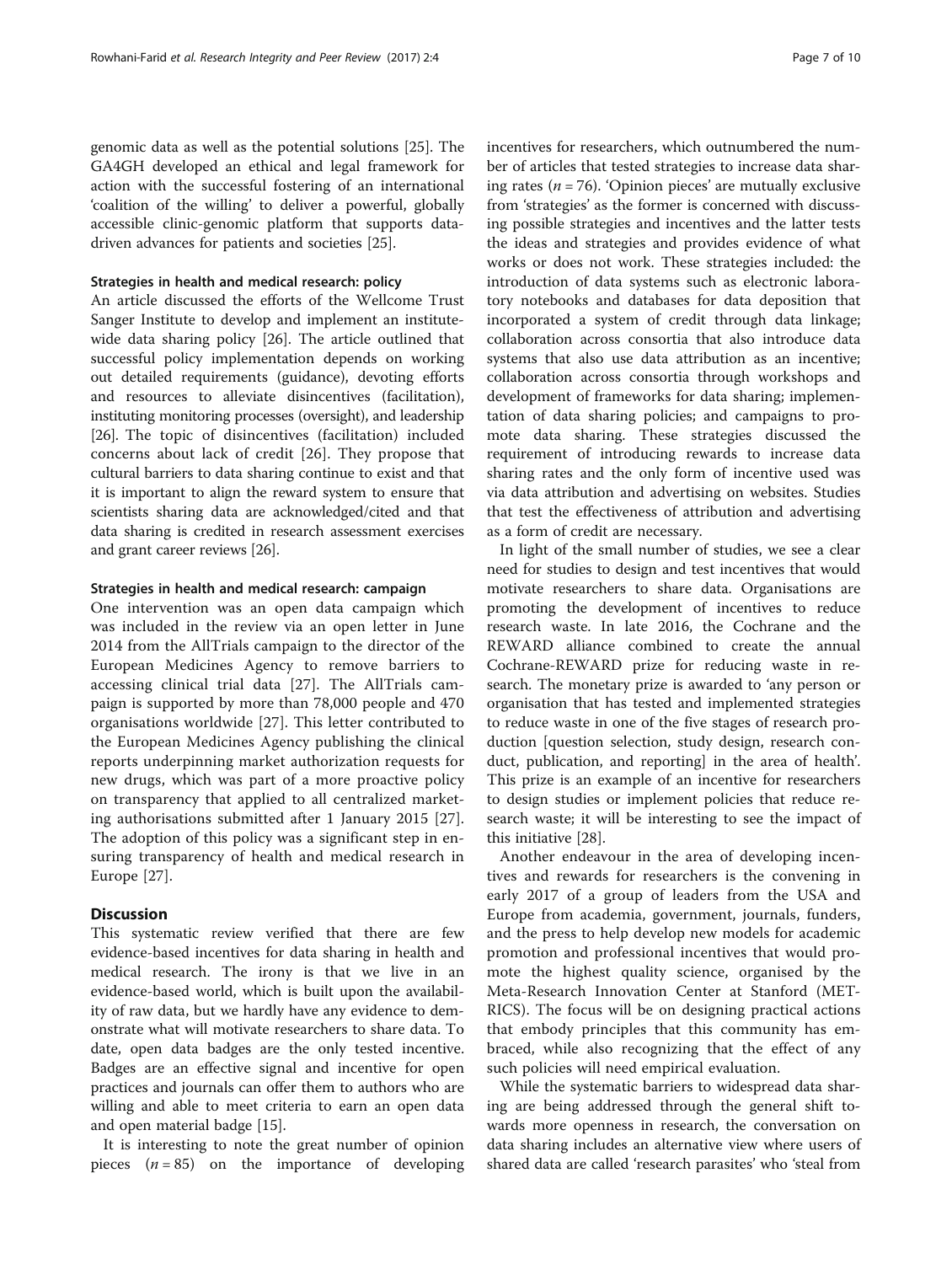genomic data as well as the potential solutions [25]. The GA4GH developed an ethical and legal framework for action with the successful fostering of an international 'coalition of the willing' to deliver a powerful, globally accessible clinic-genomic platform that supports data-driven advances for patients and societies [25].

#### Strategies in health and medical research: policy

An article discussed the efforts of the Wellcome Trust Sanger Institute to develop and implement an institute-wide data sharing policy [26]. The article outlined that successful policy implementation depends on working out detailed requirements (guidance), devoting efforts and resources to alleviate disincentives (facilitation), instituting monitoring processes (oversight), and leadership [26]. The topic of disincentives (facilitation) included concerns about lack of credit [26]. They propose that cultural barriers to data sharing continue to exist and that it is important to align the reward system to ensure that scientists sharing data are acknowledged/cited and that data sharing is credited in research assessment exercises and grant career reviews [26].

#### Strategies in health and medical research: campaign

One intervention was an open data campaign which was included in the review via an open letter in June 2014 from the AllTrials campaign to the director of the European Medicines Agency to remove barriers to accessing clinical trial data [27]. The AllTrials campaign is supported by more than 78,000 people and 470 organisations worldwide [27]. This letter contributed to the European Medicines Agency publishing the clinical reports underpinning market authorization requests for new drugs, which was part of a more proactive policy on transparency that applied to all centralized marketing authorisations submitted after 1 January 2015 [27]. The adoption of this policy was a significant step in ensuring transparency of health and medical research in Europe [27].

## Discussion

This systematic review verified that there are few evidence-based incentives for data sharing in health and medical research. The irony is that we live in an evidence-based world, which is built upon the availability of raw data, but we hardly have any evidence to demonstrate what will motivate researchers to share data. To date, open data badges are the only tested incentive. Badges are an effective signal and incentive for open practices and journals can offer them to authors who are willing and able to meet criteria to earn an open data and open material badge [15].

It is interesting to note the great number of opinion pieces ($n = 85$) on the importance of developing incentives for researchers, which outnumbered the number of articles that tested strategies to increase data sharing rates ($n = 76$). 'Opinion pieces' are mutually exclusive from 'strategies' as the former is concerned with discussing possible strategies and incentives and the latter tests the ideas and strategies and provides evidence of what works or does not work. These strategies included: the introduction of data systems such as electronic laboratory notebooks and databases for data deposition that incorporated a system of credit through data linkage; collaboration across consortia that also introduce data systems that also use data attribution as an incentive; collaboration across consortia through workshops and development of frameworks for data sharing; implementation of data sharing policies; and campaigns to promote data sharing. These strategies discussed the requirement of introducing rewards to increase data sharing rates and the only form of incentive used was via data attribution and advertising on websites. Studies that test the effectiveness of attribution and advertising as a form of credit are necessary.

In light of the small number of studies, we see a clear need for studies to design and test incentives that would motivate researchers to share data. Organisations are promoting the development of incentives to reduce research waste. In late 2016, the Cochrane and the REWARD alliance combined to create the annual Cochrane-REWARD prize for reducing waste in research. The monetary prize is awarded to 'any person or organisation that has tested and implemented strategies to reduce waste in one of the five stages of research production [question selection, study design, research conduct, publication, and reporting] in the area of health'. This prize is an example of an incentive for researchers to design studies or implement policies that reduce research waste; it will be interesting to see the impact of this initiative [28].

Another endeavour in the area of developing incentives and rewards for researchers is the convening in early 2017 of a group of leaders from the USA and Europe from academia, government, journals, funders, and the press to help develop new models for academic promotion and professional incentives that would promote the highest quality science, organised by the Meta-Research Innovation Center at Stanford (METRICS). The focus will be on designing practical actions that embody principles that this community has embraced, while also recognizing that the effect of any such policies will need empirical evaluation.

While the systematic barriers to widespread data sharing are being addressed through the general shift towards more openness in research, the conversation on data sharing includes an alternative view where users of shared data are called 'research parasites' who 'steal from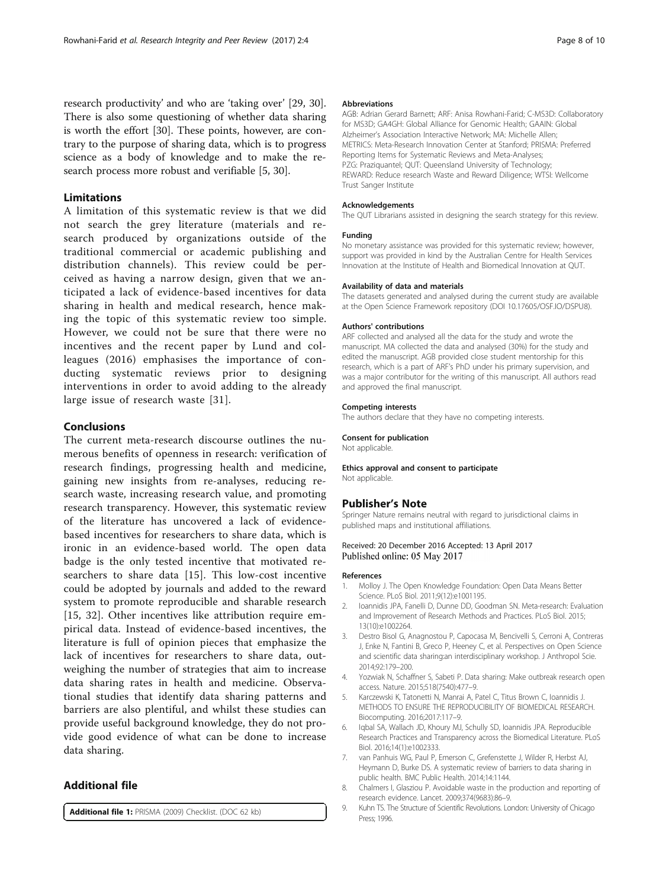research productivity' and who are 'taking over' [29, 30]. There is also some questioning of whether data sharing is worth the effort [30]. These points, however, are contrary to the purpose of sharing data, which is to progress science as a body of knowledge and to make the research process more robust and verifiable [5, 30].

## Limitations

A limitation of this systematic review is that we did not search the grey literature (materials and research produced by organizations outside of the traditional commercial or academic publishing and distribution channels). This review could be perceived as having a narrow design, given that we anticipated a lack of evidence-based incentives for data sharing in health and medical research, hence making the topic of this systematic review too simple. However, we could not be sure that there were no incentives and the recent paper by Lund and colleagues (2016) emphasises the importance of conducting systematic reviews prior to designing interventions in order to avoid adding to the already large issue of research waste [31].

## Conclusions

The current meta-research discourse outlines the numerous benefits of openness in research: verification of research findings, progressing health and medicine, gaining new insights from re-analyses, reducing research waste, increasing research value, and promoting research transparency. However, this systematic review of the literature has uncovered a lack of evidence-based incentives for researchers to share data, which is ironic in an evidence-based world. The open data badge is the only tested incentive that motivated researchers to share data [15]. This low-cost incentive could be adopted by journals and added to the reward system to promote reproducible and sharable research [15, 32]. Other incentives like attribution require empirical data. Instead of evidence-based incentives, the literature is full of opinion pieces that emphasize the lack of incentives for researchers to share data, outweighing the number of strategies that aim to increase data sharing rates in health and medicine. Observational studies that identify data sharing patterns and barriers are also plentiful, and whilst these studies can provide useful background knowledge, they do not provide good evidence of what can be done to increase data sharing.

## Additional file

**Additional file 1:** PRISMA (2009) Checklist. (DOC 62 kb)

#### Abbreviations

AGB: Adrian Gerard Barnett; ARF: Anisa Rowhani-Farid; C-MS3D: Collaboratory for MS3D; GA4GH: Global Alliance for Genomic Health; GAAIN: Global Alzheimer's Association Interactive Network; MA: Michelle Allen; METRICS: Meta-Research Innovation Center at Stanford; PRISMA: Preferred Reporting Items for Systematic Reviews and Meta-Analyses; PZG: Praziquantel; QUT: Queensland University of Technology; REWARD: Reduce research Waste and Reward Diligence; WTSI: Wellcome Trust Sanger Institute

#### Acknowledgements

The QUT Librarians assisted in designing the search strategy for this review.

#### Funding

No monetary assistance was provided for this systematic review; however, support was provided in kind by the Australian Centre for Health Services Innovation at the Institute of Health and Biomedical Innovation at QUT.

#### Availability of data and materials

The datasets generated and analysed during the current study are available at the Open Science Framework repository (DOI 10.17605/OSF.IO/DSPU8).

#### Authors' contributions

ARF collected and analysed all the data for the study and wrote the manuscript. MA collected the data and analysed (30%) for the study and edited the manuscript. AGB provided close student mentorship for this research, which is a part of ARF's PhD under his primary supervision, and was a major contributor for the writing of this manuscript. All authors read and approved the final manuscript.

#### Competing interests

The authors declare that they have no competing interests.

#### Consent for publication

Not applicable.

#### Ethics approval and consent to participate

Not applicable.

## Publisher's Note

Springer Nature remains neutral with regard to jurisdictional claims in published maps and institutional affiliations.

Received: 20 December 2016 Accepted: 13 April 2017
Published online: 05 May 2017

#### References

1. Molloy J. The Open Knowledge Foundation: Open Data Means Better Science. PLoS Biol. 2011;9(12):e1001195.
2. Ioannidis JPA, Fanelli D, Dunne DD, Goodman SN. Meta-research: Evaluation and Improvement of Research Methods and Practices. PLoS Biol. 2015; 13(10):e1002264.
3. Destro Bisol G, Anagnostou P, Capocasa M, Bencivelli S, Cerroni A, Contreras J, Enke N, Fantini B, Greco P, Heeney C, et al. Perspectives on Open Science and scientific data sharing:an interdisciplinary workshop. J Anthropol Scie. 2014;92:179–200.
4. Yozwiak N, Schaffner S, Sabeti P. Data sharing: Make outbreak research open access. Nature. 2015;518(7540):477–9.
5. Karczewski K, Tatonetti N, Manrai A, Patel C, Titus Brown C, Ioannidis J. METHODS TO ENSURE THE REPRODUCIBILITY OF BIOMEDICAL RESEARCH. Biocomputing. 2016;2017:117–9.
6. Iqbal SA, Wallach JD, Khoury MJ, Schully SD, Ioannidis JPA. Reproducible Research Practices and Transparency across the Biomedical Literature. PLoS Biol. 2016;14(1):e1002333.
7. van Panhuis WG, Paul P, Emerson C, Grefenstette J, Wilder R, Herbst AJ, Heymann D, Burke DS. A systematic review of barriers to data sharing in public health. BMC Public Health. 2014;14:1144.
8. Chalmers I, Glasziou P. Avoidable waste in the production and reporting of research evidence. Lancet. 2009;374(9683):86–9.
9. Kuhn TS. The Structure of Scientific Revolutions. London: University of Chicago Press; 1996.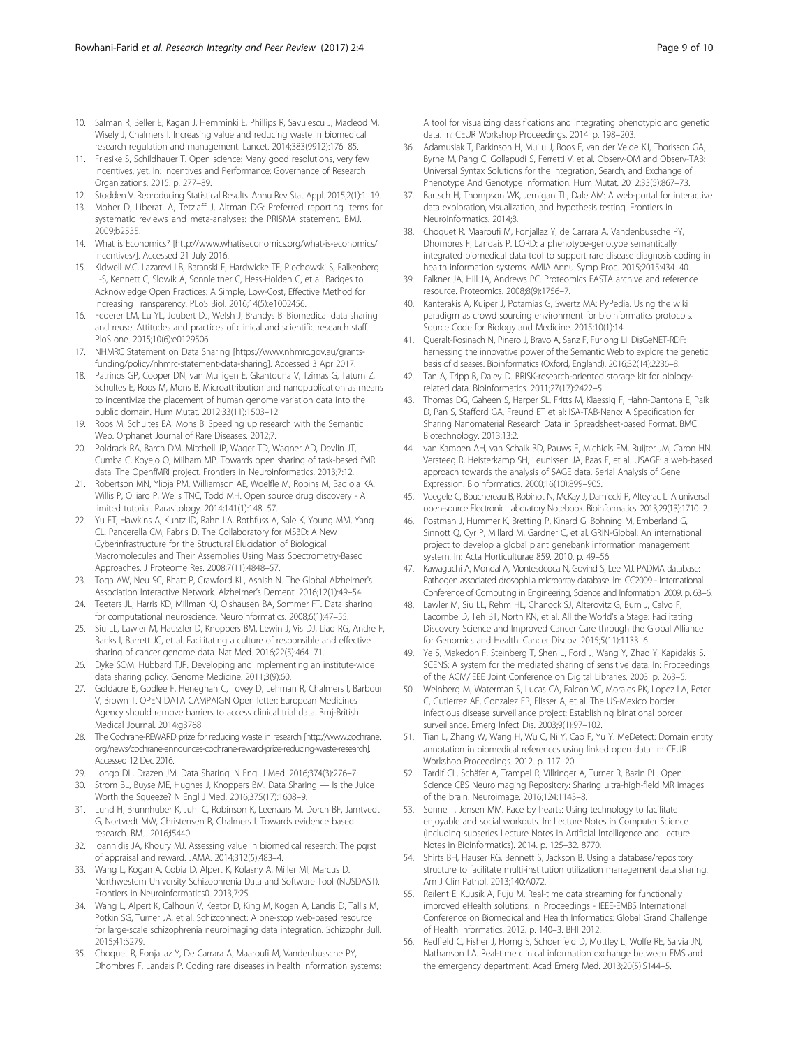10. Salman R, Beller E, Kagan J, Hemminki E, Phillips R, Savulescu J, Macleod M, Wisely J, Chalmers I. Increasing value and reducing waste in biomedical research regulation and management. Lancet. 2014;383(9912):176–85.
11. Friesike S, Schildhauer T. Open science: Many good resolutions, very few incentives, yet. In: Incentives and Performance: Governance of Research Organizations. 2015. p. 277–89.
12. Stodden V. Reproducing Statistical Results. Annu Rev Stat Appl. 2015;2(1):1–19.
13. Moher D, Liberati A, Tetzlaff J, Altman DG: Preferred reporting items for systematic reviews and meta-analyses: the PRISMA statement. BMJ. 2009;b2535.
14. What is Economics? [http://www.whatiseconomics.org/what-is-economics/incentives/]. Accessed 21 July 2016.
15. Kidwell MC, Lazarevi LB, Baranski E, Hardwicke TE, Piechowski S, Falkenberg L-S, Kennett C, Slowik A, Sonnleitner C, Hess-Holden C, et al. Badges to Acknowledge Open Practices: A Simple, Low-Cost, Effective Method for Increasing Transparency. PLoS Biol. 2016;14(5):e1002456.
16. Federer LM, Lu YL, Joubert DJ, Welsh J, Brandys B: Biomedical data sharing and reuse: Attitudes and practices of clinical and scientific research staff. PloS one. 2015;10(6):e0129506.
17. NHMRC Statement on Data Sharing [https://www.nhmrc.gov.au/grants-funding/policy/nhmrc-statement-data-sharing]. Accessed 3 Apr 2017.
18. Patrinos GP, Cooper DN, van Mulligen E, Gkantouna V, Tzimas G, Tatum Z, Schultes E, Roos M, Mons B. Microattribution and nanopublication as means to incentivize the placement of human genome variation data into the public domain. Hum Mutat. 2012;33(11):1503–12.
19. Roos M, Schultes EA, Mons B. Speeding up research with the Semantic Web. Orphanet Journal of Rare Diseases. 2012;7.
20. Poldrack RA, Barch DM, Mitchell JP, Wager TD, Wagner AD, Devlin JT, Cumba C, Koyejo O, Milham MP. Towards open sharing of task-based fMRI data: The OpenfMRI project. Frontiers in Neuroinformatics. 2013;7:12.
21. Robertson MN, Ylioja PM, Williamson AE, Woelfle M, Robins M, Badiola KA, Willis P, Olliaro P, Wells TNC, Todd MH. Open source drug discovery - A limited tutorial. Parasitology. 2014;141(1):148–57.
22. Yu ET, Hawkins A, Kuntz ID, Rahn LA, Rothfuss A, Sale K, Young MM, Yang CL, Pancerella CM, Fabris D. The Collaboratory for MS3D: A New Cyberinfrastructure for the Structural Elucidation of Biological Macromolecules and Their Assemblies Using Mass Spectrometry-Based Approaches. J Proteome Res. 2008;7(11):4848–57.
23. Toga AW, Neu SC, Bhatt P, Crawford KL, Ashish N. The Global Alzheimer's Association Interactive Network. Alzheimer's Dement. 2016;12(1):49–54.
24. Teeters JL, Harris KD, Millman KJ, Olshausen BA, Sommer FT. Data sharing for computational neuroscience. Neuroinformatics. 2008;6(1):47–55.
25. Siu LL, Lawler M, Haussler D, Knoppers BM, Lewin J, Vis DJ, Liao RG, Andre F, Banks I, Barrett JC, et al. Facilitating a culture of responsible and effective sharing of cancer genome data. Nat Med. 2016;22(5):464–71.
26. Dyke SOM, Hubbard TJP. Developing and implementing an institute-wide data sharing policy. Genome Medicine. 2011;3(9):60.
27. Goldacre B, Godlee F, Heneghan C, Tovey D, Lehman R, Chalmers I, Barbour V, Brown T. OPEN DATA CAMPAIGN Open letter: European Medicines Agency should remove barriers to access clinical trial data. Bmj-British Medical Journal. 2014;g3768.
28. The Cochrane-REWARD prize for reducing waste in research [http://www.cochrane.org/news/cochrane-announces-cochrane-reward-prize-reducing-waste-research]. Accessed 12 Dec 2016.
29. Longo DL, Drazen JM. Data Sharing. N Engl J Med. 2016;374(3):276–7.
30. Strom BL, Buyse ME, Hughes J, Knoppers BM. Data Sharing — Is the Juice Worth the Squeeze? N Engl J Med. 2016;375(17):1608–9.
31. Lund H, Brunnhuber K, Juhl C, Robinson K, Leenaars M, Dorch BF, Jamtvedt G, Nortvedt MW, Christensen R, Chalmers I. Towards evidence based research. BMJ. 2016;i5440.
32. Ioannidis JA, Khoury MJ. Assessing value in biomedical research: The pqrst of appraisal and reward. JAMA. 2014;312(5):483–4.
33. Wang L, Kogan A, Cobia D, Alpert K, Kolasny A, Miller MI, Marcus D. Northwestern University Schizophrenia Data and Software Tool (NUSDAST). Frontiers in Neuroinformatics0. 2013;7:25.
34. Wang L, Alpert K, Calhoun V, Keator D, King M, Kogan A, Landis D, Tallis M, Potkin SG, Turner JA, et al. Schizconnect: A one-stop web-based resource for large-scale schizophrenia neuroimaging data integration. Schizophr Bull. 2015;41:S279.
35. Choquet R, Fonjallaz Y, De Carrara A, Maaroufi M, Vandenbussche PY, Dhombres F, Landais P. Coding rare diseases in health information systems: A tool for visualizing classifications and integrating phenotypic and genetic data. In: CEUR Workshop Proceedings. 2014. p. 198–203.
36. Adamusiak T, Parkinson H, Muilu J, Roos E, van der Velde KJ, Thorisson GA, Byrne M, Pang C, Gollapudi S, Ferretti V, et al. Observ-OM and Observ-TAB: Universal Syntax Solutions for the Integration, Search, and Exchange of Phenotype And Genotype Information. Hum Mutat. 2012;33(5):867–73.
37. Bartsch H, Thompson WK, Jernigan TL, Dale AM: A web-portal for interactive data exploration, visualization, and hypothesis testing. Frontiers in Neuroinformatics. 2014;8.
38. Choquet R, Maaroufi M, Fonjallaz Y, de Carrara A, Vandenbussche PY, Dhombres F, Landais P. LORD: a phenotype-genotype semantically integrated biomedical data tool to support rare disease diagnosis coding in health information systems. AMIA Annu Symp Proc. 2015;2015:434–40.
39. Falkner JA, Hill JA, Andrews PC. Proteomics FASTA archive and reference resource. Proteomics. 2008;8(9):1756–7.
40. Kanterakis A, Kuiper J, Potamias G, Swertz MA: PyPedia. Using the wiki paradigm as crowd sourcing environment for bioinformatics protocols. Source Code for Biology and Medicine. 2015;10(1):14.
41. Queralt-Rosinach N, Pinero J, Bravo A, Sanz F, Furlong LI. DisGeNET-RDF: harnessing the innovative power of the Semantic Web to explore the genetic basis of diseases. Bioinformatics (Oxford, England). 2016;32(14):2236–8.
42. Tan A, Tripp B, Daley D. BRISK-research-oriented storage kit for biology-related data. Bioinformatics. 2011;27(17):2422–5.
43. Thomas DG, Gaheen S, Harper SL, Fritts M, Klaessig F, Hahn-Dantona E, Paik D, Pan S, Stafford GA, Freund ET et al: ISA-TAB-Nano: A Specification for Sharing Nanomaterial Research Data in Spreadsheet-based Format. BMC Biotechnology. 2013;13:2.
44. van Kampen AH, van Schaik BD, Pauws E, Michiels EM, Ruijter JM, Caron HN, Versteeg R, Heisterkamp SH, Leunissen JA, Baas F, et al. USAGE: a web-based approach towards the analysis of SAGE data. Serial Analysis of Gene Expression. Bioinformatics. 2000;16(10):899–905.
45. Voegele C, Bouchereau B, Robinot N, McKay J, Damiecki P, Alteyrac L. A universal open-source Electronic Laboratory Notebook. Bioinformatics. 2013;29(13):1710–2.
46. Postman J, Hummer K, Bretting P, Kinard G, Bohning M, Emberland G, Sinnott Q, Cyr P, Millard M, Gardner C, et al. GRIN-Global: An international project to develop a global plant genebank information management system. In: Acta Horticulturae 859. 2010. p. 49–56.
47. Kawaguchi A, Mondal A, Montesdeoca N, Govind S, Lee MJ. PADMA database: Pathogen associated drosophila microarray database. In: ICC2009 - International Conference of Computing in Engineering, Science and Information. 2009. p. 63–6.
48. Lawler M, Siu LL, Rehm HL, Chanock SJ, Alterovitz G, Burn J, Calvo F, Lacombe D, Teh BT, North KN, et al. All the World's a Stage: Facilitating Discovery Science and Improved Cancer Care through the Global Alliance for Genomics and Health. Cancer Discov. 2015;5(11):1133–6.
49. Ye S, Makedon F, Steinberg T, Shen L, Ford J, Wang Y, Zhao Y, Kapidakis S. SCENS: A system for the mediated sharing of sensitive data. In: Proceedings of the ACM/IEEE Joint Conference on Digital Libraries. 2003. p. 263–5.
50. Weinberg M, Waterman S, Lucas CA, Falcon VC, Morales PK, Lopez LA, Peter C, Gutierrez AE, Gonzalez ER, Flisser A, et al. The US-Mexico border infectious disease surveillance project: Establishing binational border surveillance. Emerg Infect Dis. 2003;9(1):97–102.
51. Tian L, Zhang W, Wang H, Wu C, Ni Y, Cao F, Yu Y. MeDetect: Domain entity annotation in biomedical references using linked open data. In: CEUR Workshop Proceedings. 2012. p. 117–20.
52. Tardif CL, Schäfer A, Trampel R, Villringer A, Turner R, Bazin PL. Open Science CBS Neuroimaging Repository: Sharing ultra-high-field MR images of the brain. Neuroimage. 2016;124:1143–8.
53. Sonne T, Jensen MM. Race by hearts: Using technology to facilitate enjoyable and social workouts. In: Lecture Notes in Computer Science (including subseries Lecture Notes in Artificial Intelligence and Lecture Notes in Bioinformatics). 2014. p. 125–32. 8770.
54. Shirts BH, Hauser RG, Bennett S, Jackson B. Using a database/repository structure to facilitate multi-institution utilization management data sharing. Am J Clin Pathol. 2013;140:A072.
55. Reilent E, Kuusik A, Puju M. Real-time data streaming for functionally improved eHealth solutions. In: Proceedings - IEEE-EMBS International Conference on Biomedical and Health Informatics: Global Grand Challenge of Health Informatics. 2012. p. 140–3. BHI 2012.
56. Redfield C, Fisher J, Horng S, Schoenfeld D, Mottley L, Wolfe RE, Salvia JN, Nathanson LA. Real-time clinical information exchange between EMS and the emergency department. Acad Emerg Med. 2013;20(5):S144–5.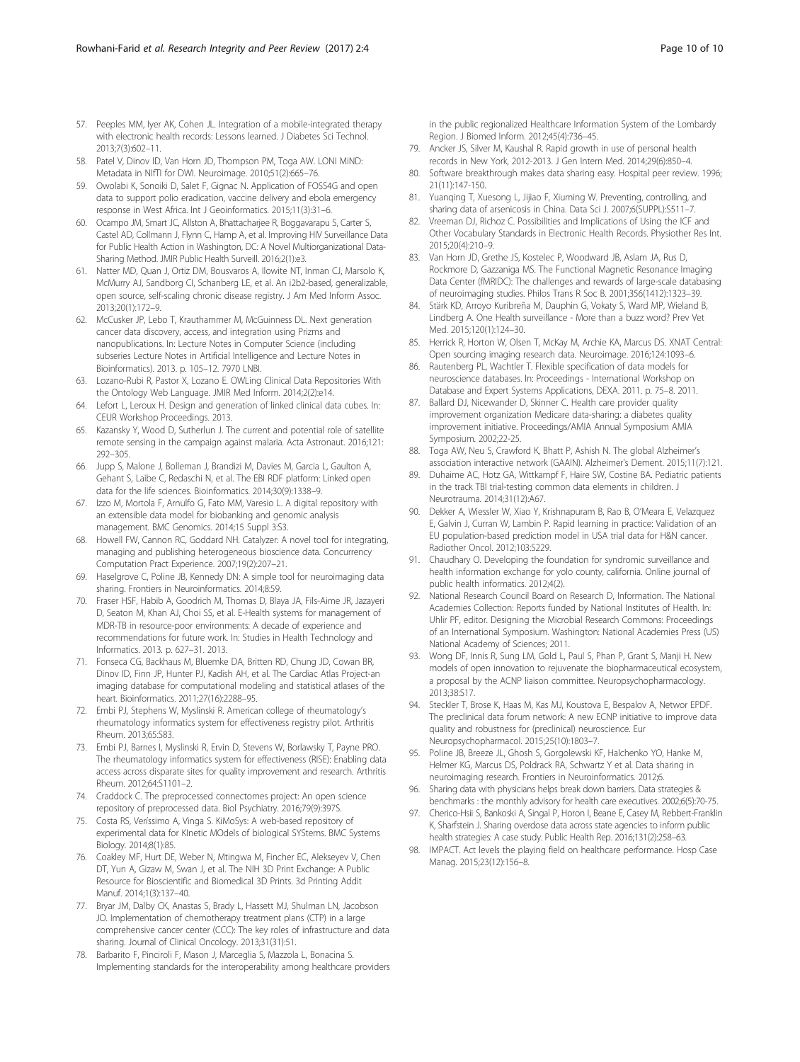57. Peeples MM, Iyer AK, Cohen JL. Integration of a mobile-integrated therapy with electronic health records: Lessons learned. J Diabetes Sci Technol. 2013;7(3):602–11.
58. Patel V, Dinov ID, Van Horn JD, Thompson PM, Toga AW. LONI MiND: Metadata in NIfTI for DWI. Neuroimage. 2010;51(2):665–76.
59. Owolabi K, Sonoiki D, Salet F, Gignac N. Application of FOSS4G and open data to support polio eradication, vaccine delivery and ebola emergency response in West Africa. Int J Geoinformatics. 2015;11(3):31–6.
60. Ocampo JM, Smart JC, Allston A, Bhattacharjee R, Boggavarapu S, Carter S, Castel AD, Collmann J, Flynn C, Hamp A, et al. Improving HIV Surveillance Data for Public Health Action in Washington, DC: A Novel Multiorganizational Data-Sharing Method. JMIR Public Health Surveill. 2016;2(1):e3.
61. Natter MD, Quan J, Ortiz DM, Bousvaros A, Ilowite NT, Inman CJ, Marsolo K, McMurry AJ, Sandborg CI, Schanberg LE, et al. An i2b2-based, generalizable, open source, self-scaling chronic disease registry. J Am Med Inform Assoc. 2013;20(1):172–9.
62. McCusker JP, Lebo T, Krauthammer M, McGuinness DL. Next generation cancer data discovery, access, and integration using Prizms and nanopublications. In: Lecture Notes in Computer Science (including subseries Lecture Notes in Artificial Intelligence and Lecture Notes in Bioinformatics). 2013. p. 105–12. 7970 LNBI.
63. Lozano-Rubi R, Pastor X, Lozano E. OWLing Clinical Data Repositories With the Ontology Web Language. JMIR Med Inform. 2014;2(2):e14.
64. Lefort L, Leroux H. Design and generation of linked clinical data cubes. In: CEUR Workshop Proceedings. 2013.
65. Kazansky Y, Wood D, Sutherlun J. The current and potential role of satellite remote sensing in the campaign against malaria. Acta Astronaut. 2016;121: 292–305.
66. Jupp S, Malone J, Bolleman J, Brandizi M, Davies M, Garcia L, Gaulton A, Gehant S, Laibe C, Redaschi N, et al. The EBI RDF platform: Linked open data for the life sciences. Bioinformatics. 2014;30(9):1338–9.
67. Izzo M, Mortola F, Arnulfo G, Fato MM, Varesio L. A digital repository with an extensible data model for biobanking and genomic analysis management. BMC Genomics. 2014;15 Suppl 3:S3.
68. Howell FW, Cannon RC, Goddard NH. Catalyzer: A novel tool for integrating, managing and publishing heterogeneous bioscience data. Concurrency Computation Pract Experience. 2007;19(2):207–21.
69. Haselgrove C, Poline JB, Kennedy DN: A simple tool for neuroimaging data sharing. Frontiers in Neuroinformatics. 2014;8:59.
70. Fraser HSF, Habib A, Goodrich M, Thomas D, Blaya JA, Fils-Aime JR, Jazayeri D, Seaton M, Khan AJ, Choi SS, et al. E-Health systems for management of MDR-TB in resource-poor environments: A decade of experience and recommendations for future work. In: Studies in Health Technology and Informatics. 2013. p. 627–31. 2013.
71. Fonseca CG, Backhaus M, Bluemke DA, Britten RD, Chung JD, Cowan BR, Dinov ID, Finn JP, Hunter PJ, Kadish AH, et al. The Cardiac Atlas Project-an imaging database for computational modeling and statistical atlases of the heart. Bioinformatics. 2011;27(16):2288–95.
72. Embi PJ, Stephens W, Myslinski R. American college of rheumatology's rheumatology informatics system for effectiveness registry pilot. Arthritis Rheum. 2013;65:S83.
73. Embi PJ, Barnes I, Myslinski R, Ervin D, Stevens W, Borlawsky T, Payne PRO. The rheumatology informatics system for effectiveness (RISE): Enabling data access across disparate sites for quality improvement and research. Arthritis Rheum. 2012;64:S1101–2.
74. Craddock C. The preprocessed connectomes project: An open science repository of preprocessed data. Biol Psychiatry. 2016;79(9):397S.
75. Costa RS, Veríssimo A, Vinga S. KiMoSys: A web-based repository of experimental data for KInetic MOdels of biological SYStems. BMC Systems Biology. 2014;8(1):85.
76. Coakley MF, Hurt DE, Weber N, Mtingwa M, Fincher EC, Alekseyev V, Chen DT, Yun A, Gizaw M, Swan J, et al. The NIH 3D Print Exchange: A Public Resource for Bioscientific and Biomedical 3D Prints. 3d Printing Addit Manuf. 2014;1(3):137–40.
77. Bryar JM, Dalby CK, Anastas S, Brady L, Hassett MJ, Shulman LN, Jacobson JO. Implementation of chemotherapy treatment plans (CTP) in a large comprehensive cancer center (CCC): The key roles of infrastructure and data sharing. Journal of Clinical Oncology. 2013;31(31):51.
78. Barbarito F, Pinciroli F, Mason J, Marceglia S, Mazzola L, Bonacina S. Implementing standards for the interoperability among healthcare providers in the public regionalized Healthcare Information System of the Lombardy Region. J Biomed Inform. 2012;45(4):736–45.
79. Ancker JS, Silver M, Kaushal R. Rapid growth in use of personal health records in New York, 2012-2013. J Gen Intern Med. 2014;29(6):850–4.
80. Software breakthrough makes data sharing easy. Hospital peer review. 1996; 21(11):147-150.
81. Yuanqing T, Xuesong L, Jijiao F, Xiuming W. Preventing, controlling, and sharing data of arsenicosis in China. Data Sci J. 2007;6(SUPPL):S511–7.
82. Vreeman DJ, Richoz C. Possibilities and Implications of Using the ICF and Other Vocabulary Standards in Electronic Health Records. Physiother Res Int. 2015;20(4):210–9.
83. Van Horn JD, Grethe JS, Kostelec P, Woodward JB, Aslam JA, Rus D, Rockmore D, Gazzaniga MS. The Functional Magnetic Resonance Imaging Data Center (fMRIDC): The challenges and rewards of large-scale databasing of neuroimaging studies. Philos Trans R Soc B. 2001;356(1412):1323–39.
84. Stärk KD, Arroyo Kuribreña M, Dauphin G, Vokaty S, Ward MP, Wieland B, Lindberg A. One Health surveillance - More than a buzz word? Prev Vet Med. 2015;120(1):124–30.
85. Herrick R, Horton W, Olsen T, McKay M, Archie KA, Marcus DS. XNAT Central: Open sourcing imaging research data. Neuroimage. 2016;124:1093–6.
86. Rautenberg PL, Wachtler T. Flexible specification of data models for neuroscience databases. In: Proceedings - International Workshop on Database and Expert Systems Applications, DEXA. 2011. p. 75–8. 2011.
87. Ballard DJ, Nicewander D, Skinner C. Health care provider quality improvement organization Medicare data-sharing: a diabetes quality improvement initiative. Proceedings/AMIA Annual Symposium AMIA Symposium. 2002;22-25.
88. Toga AW, Neu S, Crawford K, Bhatt P, Ashish N. The global Alzheimer's association interactive network (GAAIN). Alzheimer's Dement. 2015;11(7):121.
89. Duhaime AC, Hotz GA, Wittkampf F, Haire SW, Costine BA. Pediatric patients in the track TBI trial-testing common data elements in children. J Neurotrauma. 2014;31(12):A67.
90. Dekker A, Wiessler W, Xiao Y, Krishnapuram B, Rao B, O'Meara E, Velazquez E, Galvin J, Curran W, Lambin P. Rapid learning in practice: Validation of an EU population-based prediction model in USA trial data for H&N cancer. Radiother Oncol. 2012;103:S229.
91. Chaudhary O. Developing the foundation for syndromic surveillance and health information exchange for yolo county, california. Online journal of public health informatics. 2012;4(2).
92. National Research Council Board on Research D, Information. The National Academies Collection: Reports funded by National Institutes of Health. In: Uhlir PF, editor. Designing the Microbial Research Commons: Proceedings of an International Symposium. Washington: National Academies Press (US) National Academy of Sciences; 2011.
93. Wong DF, Innis R, Sung LM, Gold L, Paul S, Phan P, Grant S, Manji H. New models of open innovation to rejuvenate the biopharmaceutical ecosystem, a proposal by the ACNP liaison committee. Neuropsychopharmacology. 2013;38:S17.
94. Steckler T, Brose K, Haas M, Kas MJ, Koustova E, Bespalov A, Networ EPDF. The preclinical data forum network: A new ECNP initiative to improve data quality and robustness for (preclinical) neuroscience. Eur Neuropsychopharmacol. 2015;25(10):1803–7.
95. Poline JB, Breeze JL, Ghosh S, Gorgolewski KF, Halchenko YO, Hanke M, Helmer KG, Marcus DS, Poldrack RA, Schwartz Y et al. Data sharing in neuroimaging research. Frontiers in Neuroinformatics. 2012;6.
96. Sharing data with physicians helps break down barriers. Data strategies & benchmarks : the monthly advisory for health care executives. 2002;6(5):70-75.
97. Cherico-Hsii S, Bankoski A, Singal P, Horon I, Beane E, Casey M, Rebbert-Franklin K, Sharfstein J. Sharing overdose data across state agencies to inform public health strategies: A case study. Public Health Rep. 2016;131(2):258–63.
98. IMPACT. Act levels the playing field on healthcare performance. Hosp Case Manag. 2015;23(12):156–8.